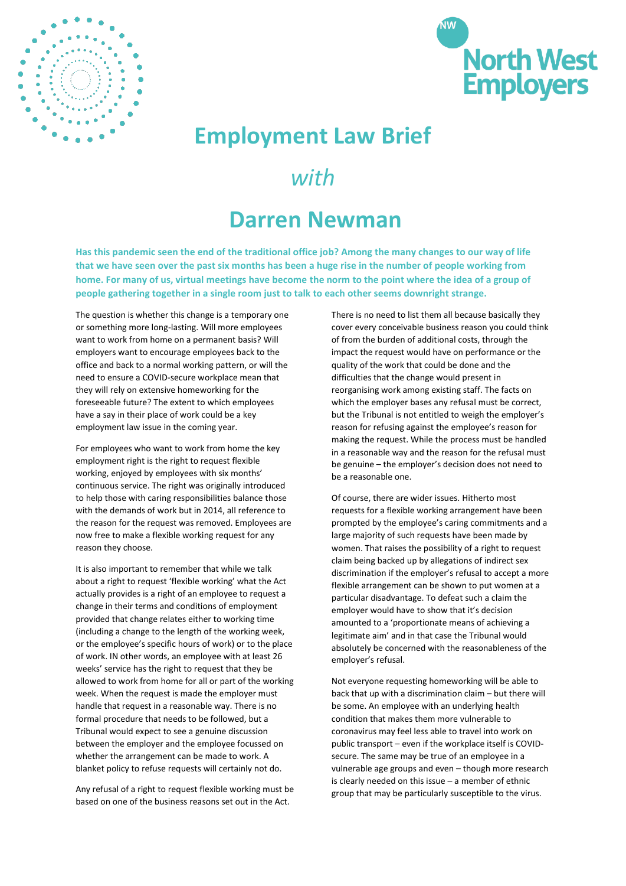# Employment Law Brief

## *with*

# Darren Newman

**Has this pandemic seen the end of the traditional office job? Among the many changes to our way of life that we have seen over the past six months has been a huge rise in the number of people working from home. For many of us, virtual meetings have become the norm to the point where the idea of a group of people gathering together in a single room just to talk to each other seems downright strange.**

The question is whether this change is a temporary one or something more long-lasting. Will more employees want to work from home on a permanent basis? Will employers want to encourage employees back to the office and back to a normal working pattern, or will the need to ensure a COVID-secure workplace mean that they will rely on extensive homeworking for the foreseeable future? The extent to which employees have a say in their place of work could be a key employment law issue in the coming year.

For employees who want to work from home the key employment right is the right to request flexible working, enjoyed by employees with six months' continuous service. The right was originally introduced to help those with caring responsibilities balance those with the demands of work but in 2014, all reference to the reason for the request was removed. Employees are now free to make a flexible working request for any reason they choose.

It is also important to remember that while we talk about a right to request 'flexible working' what the Act actually provides is a right of an employee to request a change in their terms and conditions of employment provided that change relates either to working time (including a change to the length of the working week, or the employee's specific hours of work) or to the place of work. IN other words, an employee with at least 26 weeks' service has the right to request that they be allowed to work from home for all or part of the working week. When the request is made the employer must handle that request in a reasonable way. There is no formal procedure that needs to be followed, but a Tribunal would expect to see a genuine discussion between the employer and the employee focussed on whether the arrangement can be made to work. A blanket policy to refuse requests will certainly not do.

Any refusal of a right to request flexible working must be based on one of the business reasons set out in the Act. There is no need to list them all because basically they cover every conceivable business reason you could think of from the burden of additional costs, through the impact the request would have on performance or the quality of the work that could be done and the difficulties that the change would present in reorganising work among existing staff. The facts on which the employer bases any refusal must be correct, but the Tribunal is not entitled to weigh the employer's reason for refusing against the employee's reason for making the request. While the process must be handled in a reasonable way and the reason for the refusal must be genuine – the employer's decision does not need to be a reasonable one.

Of course, there are wider issues. Hitherto most requests for a flexible working arrangement have been prompted by the employee's caring commitments and a large majority of such requests have been made by women. That raises the possibility of a right to request claim being backed up by allegations of indirect sex discrimination if the employer's refusal to accept a more flexible arrangement can be shown to put women at a particular disadvantage. To defeat such a claim the employer would have to show that it's decision amounted to a 'proportionate means of achieving a legitimate aim' and in that case the Tribunal would absolutely be concerned with the reasonableness of the employer's refusal.

Not everyone requesting homeworking will be able to back that up with a discrimination claim – but there will be some. An employee with an underlying health condition that makes them more vulnerable to coronavirus may feel less able to travel into work on public transport – even if the workplace itself is COVID-secure. The same may be true of an employee in a vulnerable age groups and even – though more research is clearly needed on this issue – a member of ethnic group that may be particularly susceptible to the virus.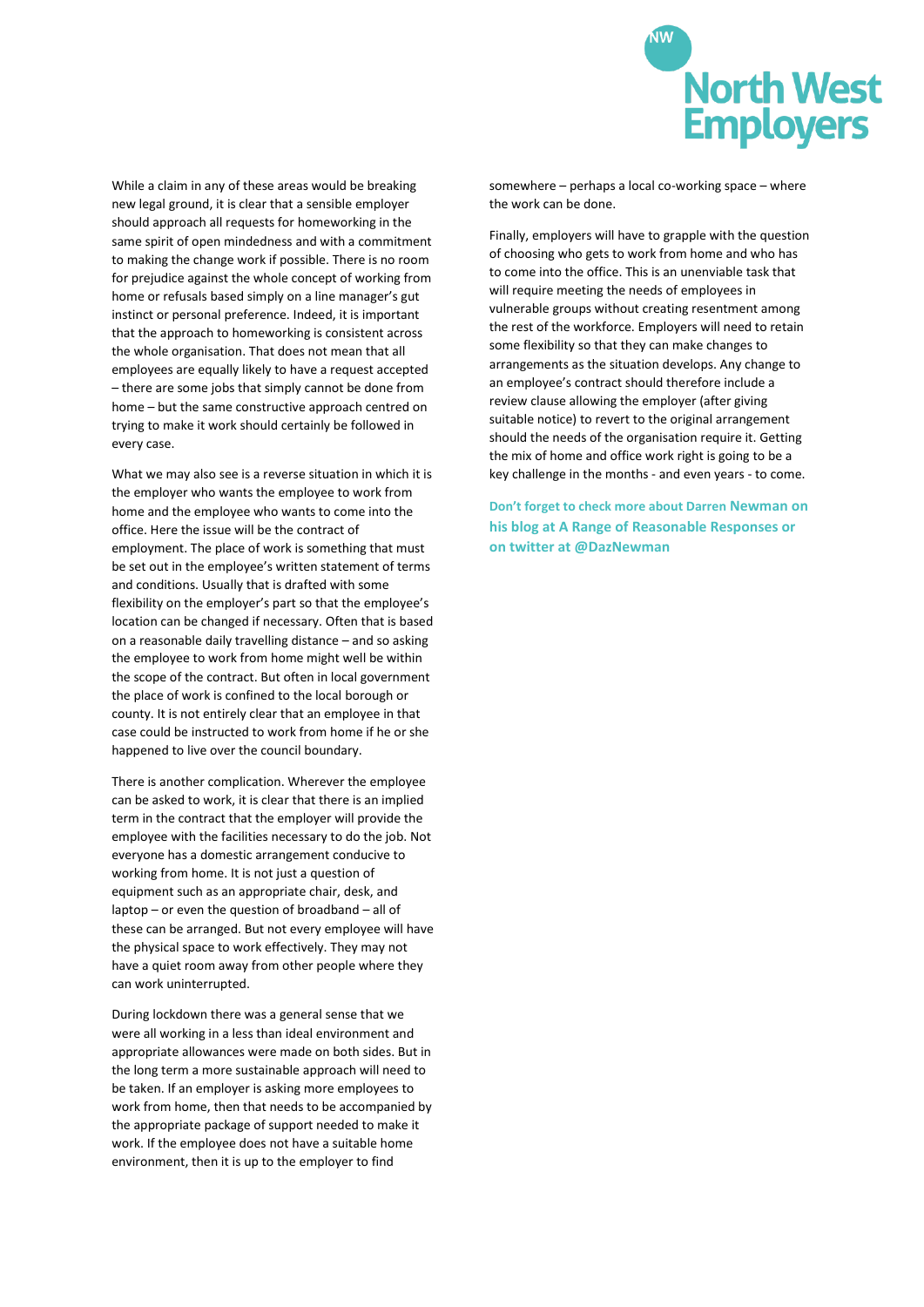While a claim in any of these areas would be breaking new legal ground, it is clear that a sensible employer should approach all requests for homeworking in the same spirit of open mindedness and with a commitment to making the change work if possible. There is no room for prejudice against the whole concept of working from home or refusals based simply on a line manager's gut instinct or personal preference. Indeed, it is important that the approach to homeworking is consistent across the whole organisation. That does not mean that all employees are equally likely to have a request accepted – there are some jobs that simply cannot be done from home – but the same constructive approach centred on trying to make it work should certainly be followed in every case.

What we may also see is a reverse situation in which it is the employer who wants the employee to work from home and the employee who wants to come into the office. Here the issue will be the contract of employment. The place of work is something that must be set out in the employee's written statement of terms and conditions. Usually that is drafted with some flexibility on the employer's part so that the employee's location can be changed if necessary. Often that is based on a reasonable daily travelling distance – and so asking the employee to work from home might well be within the scope of the contract. But often in local government the place of work is confined to the local borough or county. It is not entirely clear that an employee in that case could be instructed to work from home if he or she happened to live over the council boundary.

There is another complication. Wherever the employee can be asked to work, it is clear that there is an implied term in the contract that the employer will provide the employee with the facilities necessary to do the job. Not everyone has a domestic arrangement conducive to working from home. It is not just a question of equipment such as an appropriate chair, desk, and laptop – or even the question of broadband – all of these can be arranged. But not every employee will have the physical space to work effectively. They may not have a quiet room away from other people where they can work uninterrupted.

During lockdown there was a general sense that we were all working in a less than ideal environment and appropriate allowances were made on both sides. But in the long term a more sustainable approach will need to be taken. If an employer is asking more employees to work from home, then that needs to be accompanied by the appropriate package of support needed to make it work. If the employee does not have a suitable home environment, then it is up to the employer to find somewhere – perhaps a local co-working space – where the work can be done.

Finally, employers will have to grapple with the question of choosing who gets to work from home and who has to come into the office. This is an unenviable task that will require meeting the needs of employees in vulnerable groups without creating resentment among the rest of the workforce. Employers will need to retain some flexibility so that they can make changes to arrangements as the situation develops. Any change to an employee's contract should therefore include a review clause allowing the employer (after giving suitable notice) to revert to the original arrangement should the needs of the organisation require it. Getting the mix of home and office work right is going to be a key challenge in the months - and even years - to come.

**Don't forget to check more about Darren Newman on his blog at A Range of Reasonable Responses or on twitter at @DazNewman**